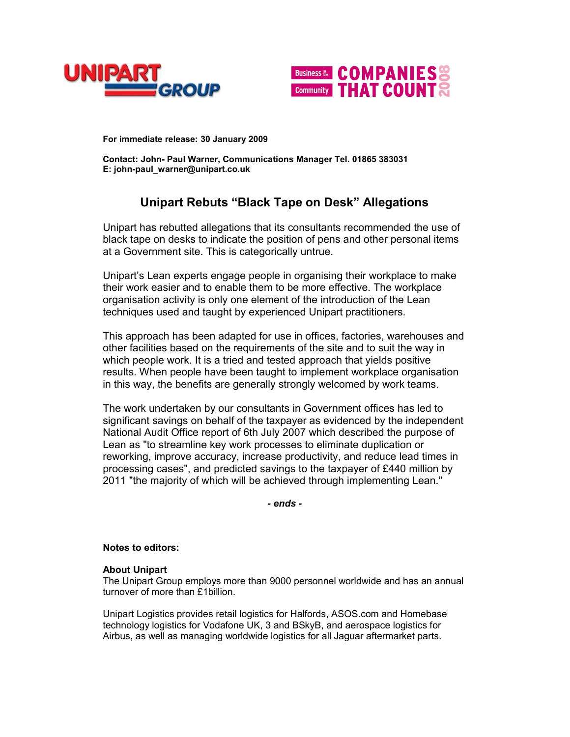**For immediate release: 30 January 2009**

**Contact: John- Paul Warner, Communications Manager Tel. 01865 383031**
**E: john-paul_warner@unipart.co.uk**

# Unipart Rebuts "Black Tape on Desk" Allegations

Unipart has rebutted allegations that its consultants recommended the use of black tape on desks to indicate the position of pens and other personal items at a Government site. This is categorically untrue.

Unipart's Lean experts engage people in organising their workplace to make their work easier and to enable them to be more effective. The workplace organisation activity is only one element of the introduction of the Lean techniques used and taught by experienced Unipart practitioners.

This approach has been adapted for use in offices, factories, warehouses and other facilities based on the requirements of the site and to suit the way in which people work. It is a tried and tested approach that yields positive results. When people have been taught to implement workplace organisation in this way, the benefits are generally strongly welcomed by work teams.

The work undertaken by our consultants in Government offices has led to significant savings on behalf of the taxpayer as evidenced by the independent National Audit Office report of 6th July 2007 which described the purpose of Lean as "to streamline key work processes to eliminate duplication or reworking, improve accuracy, increase productivity, and reduce lead times in processing cases", and predicted savings to the taxpayer of £440 million by 2011 "the majority of which will be achieved through implementing Lean."

***- ends -***

**Notes to editors:**

**About Unipart**
The Unipart Group employs more than 9000 personnel worldwide and has an annual turnover of more than £1billion.

Unipart Logistics provides retail logistics for Halfords, ASOS.com and Homebase technology logistics for Vodafone UK, 3 and BSkyB, and aerospace logistics for Airbus, as well as managing worldwide logistics for all Jaguar aftermarket parts.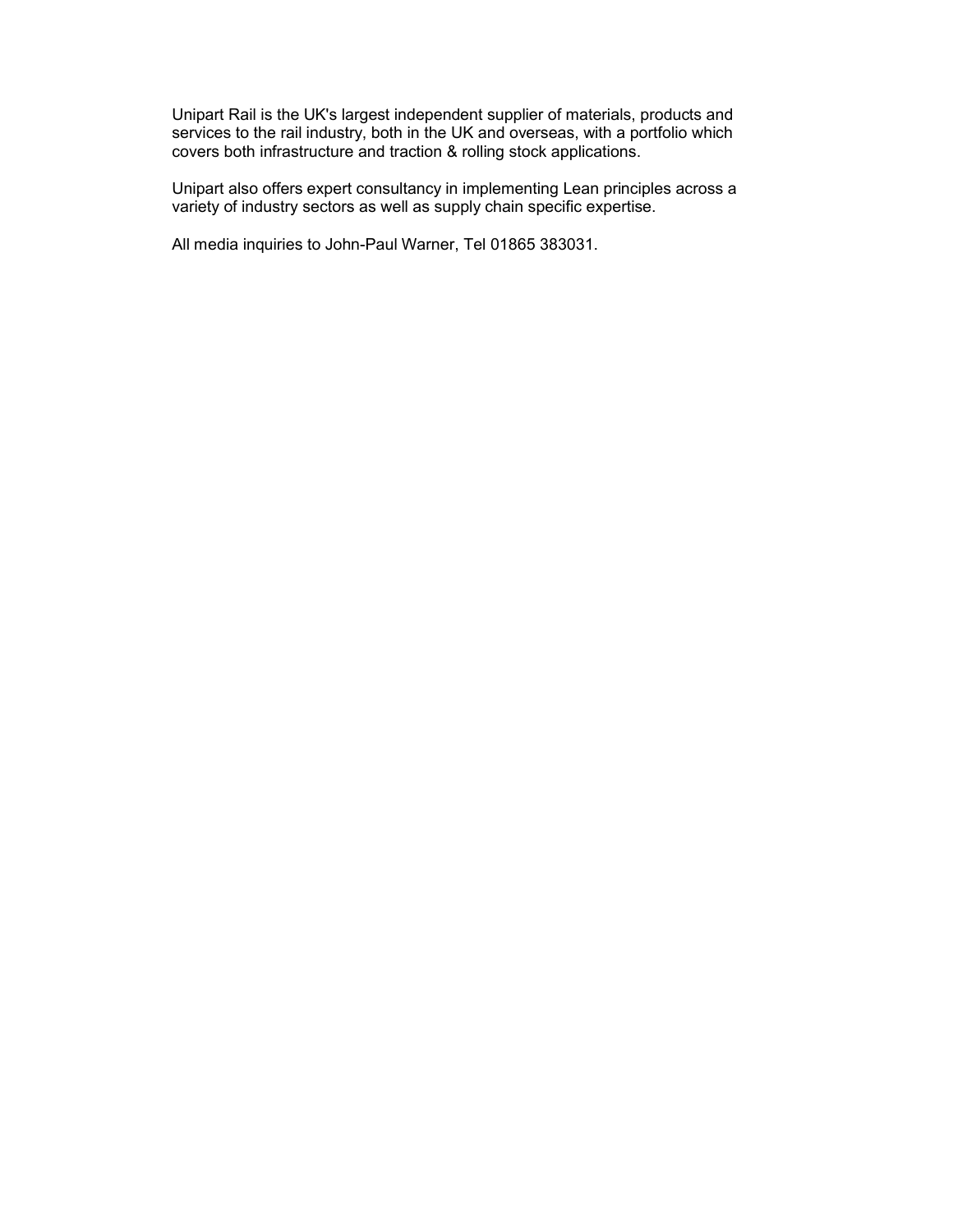Unipart Rail is the UK's largest independent supplier of materials, products and services to the rail industry, both in the UK and overseas, with a portfolio which covers both infrastructure and traction & rolling stock applications.

Unipart also offers expert consultancy in implementing Lean principles across a variety of industry sectors as well as supply chain specific expertise.

All media inquiries to John-Paul Warner, Tel 01865 383031.